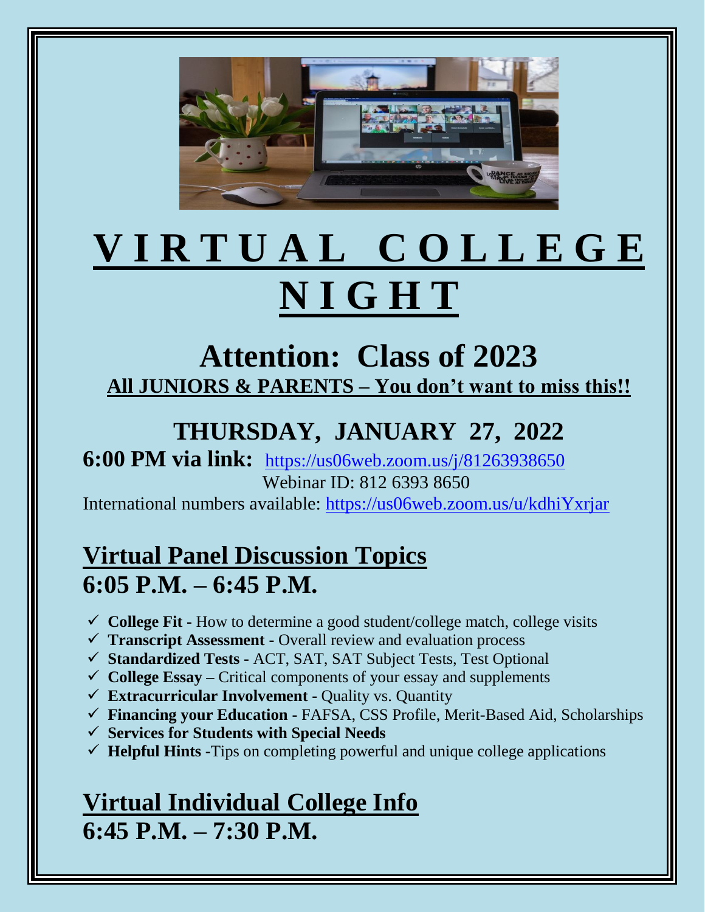# VIRTUAL COLLEGE NIGHT

## Attention: Class of 2023

**All JUNIORS & PARENTS – You don't want to miss this!!**

## THURSDAY, JANUARY 27, 2022

**6:00 PM via link:** https://us06web.zoom.us/j/81263938650

Webinar ID: 812 6393 8650

International numbers available: https://us06web.zoom.us/u/kdhiYxrjar

## Virtual Panel Discussion Topics
## 6:05 P.M. – 6:45 P.M.

- ✓ **College Fit -** How to determine a good student/college match, college visits
- ✓ **Transcript Assessment -** Overall review and evaluation process
- ✓ **Standardized Tests -** ACT, SAT, SAT Subject Tests, Test Optional
- ✓ **College Essay –** Critical components of your essay and supplements
- ✓ **Extracurricular Involvement -** Quality vs. Quantity
- ✓ **Financing your Education -** FAFSA, CSS Profile, Merit-Based Aid, Scholarships
- ✓ **Services for Students with Special Needs**
- ✓ **Helpful Hints -**Tips on completing powerful and unique college applications

## Virtual Individual College Info
## 6:45 P.M. – 7:30 P.M.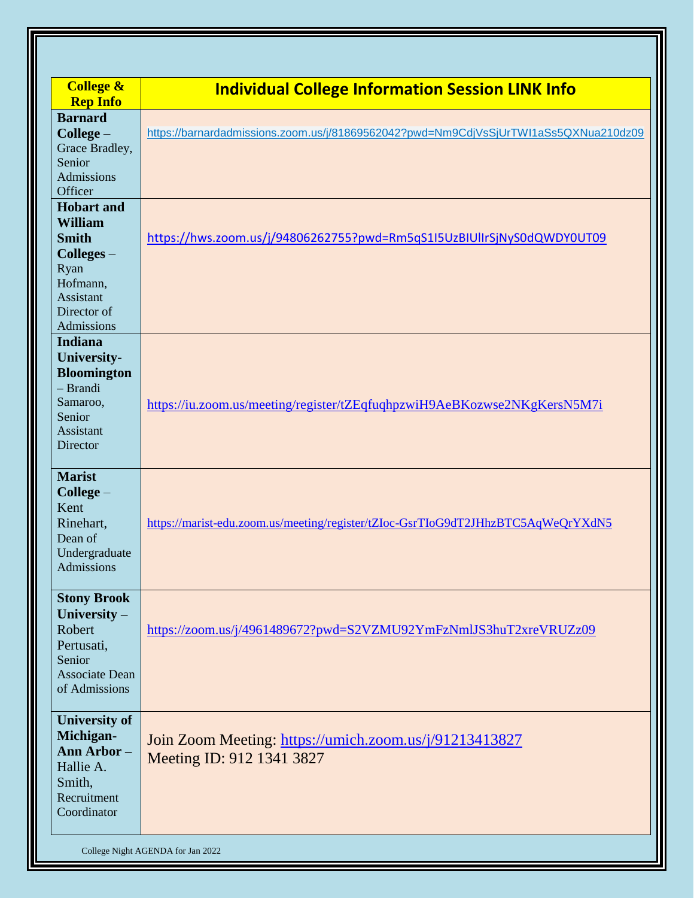| College & Rep Info | Individual College Information Session LINK Info |
|---|---|
| **Barnard College** – Grace Bradley, Senior Admissions Officer | https://barnardadmissions.zoom.us/j/81869562042?pwd=Nm9CdjVsSjUrTWI1aSs5QXNua210dz09 |
| **Hobart and William Smith Colleges** – Ryan Hofmann, Assistant Director of Admissions | https://hws.zoom.us/j/94806262755?pwd=Rm5qS1I5UzBIUlIrSjNyS0dQWDY0UT09 |
| **Indiana University-Bloomington** – Brandi Samaroo, Senior Assistant Director | https://iu.zoom.us/meeting/register/tZEqfuqhpzwiH9AeBKozwse2NKgKersN5M7i |
| **Marist College** – Kent Rinehart, Dean of Undergraduate Admissions | https://marist-edu.zoom.us/meeting/register/tZIoc-GsrTIoG9dT2JHhzBTC5AqWeQrYXdN5 |
| **Stony Brook University** – Robert Pertusati, Senior Associate Dean of Admissions | https://zoom.us/j/4961489672?pwd=S2VZMU92YmFzNmlJS3huT2xreVRUZz09 |
| **University of Michigan-Ann Arbor** – Hallie A. Smith, Recruitment Coordinator | Join Zoom Meeting: https://umich.zoom.us/j/91213413827 Meeting ID: 912 1341 3827 |

College Night AGENDA for Jan 2022